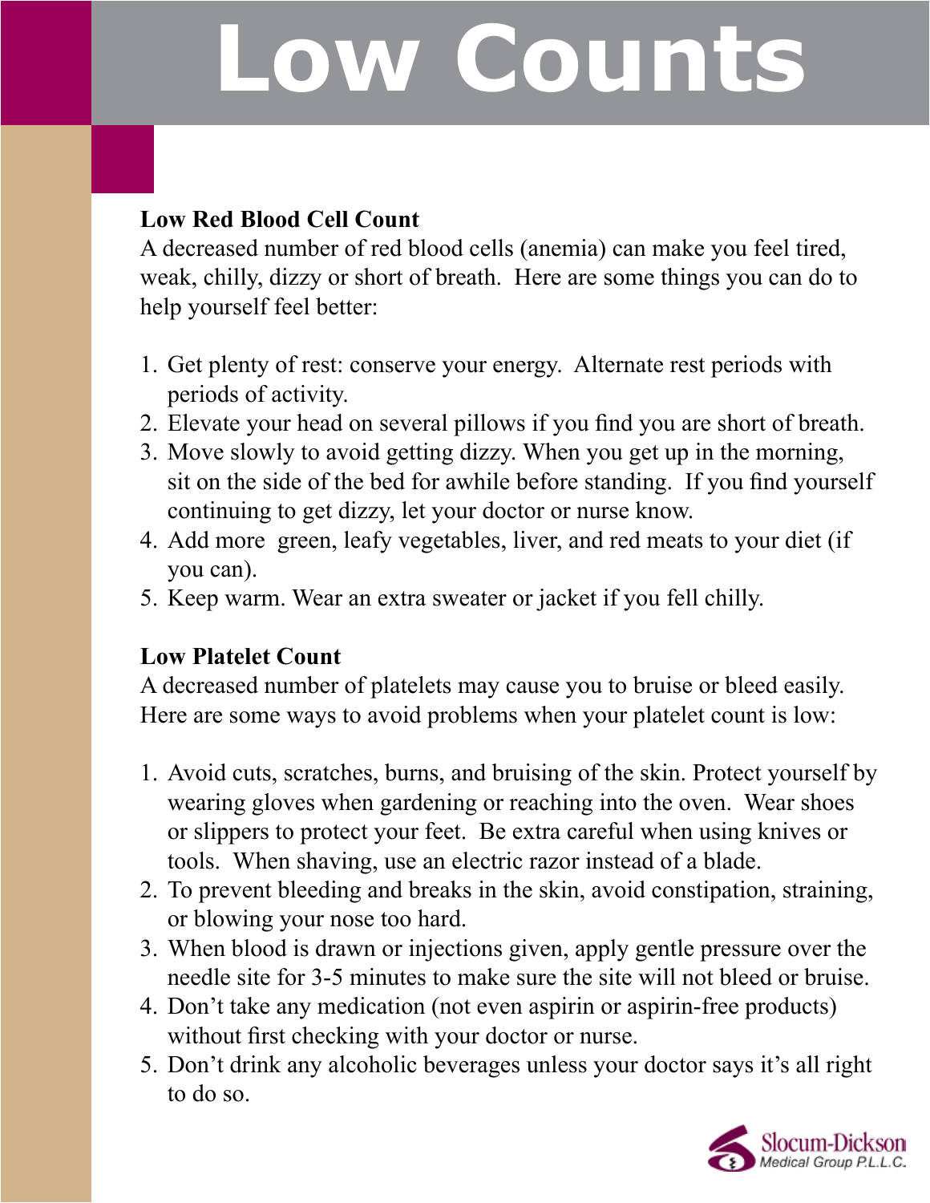# Low Counts

**Low Red Blood Cell Count**

A decreased number of red blood cells (anemia) can make you feel tired, weak, chilly, dizzy or short of breath. Here are some things you can do to help yourself feel better:

1. Get plenty of rest: conserve your energy. Alternate rest periods with periods of activity.
2. Elevate your head on several pillows if you find you are short of breath.
3. Move slowly to avoid getting dizzy. When you get up in the morning, sit on the side of the bed for awhile before standing. If you find yourself continuing to get dizzy, let your doctor or nurse know.
4. Add more green, leafy vegetables, liver, and red meats to your diet (if you can).
5. Keep warm. Wear an extra sweater or jacket if you fell chilly.

**Low Platelet Count**

A decreased number of platelets may cause you to bruise or bleed easily. Here are some ways to avoid problems when your platelet count is low:

1. Avoid cuts, scratches, burns, and bruising of the skin. Protect yourself by wearing gloves when gardening or reaching into the oven. Wear shoes or slippers to protect your feet. Be extra careful when using knives or tools. When shaving, use an electric razor instead of a blade.
2. To prevent bleeding and breaks in the skin, avoid constipation, straining, or blowing your nose too hard.
3. When blood is drawn or injections given, apply gentle pressure over the needle site for 3-5 minutes to make sure the site will not bleed or bruise.
4. Don't take any medication (not even aspirin or aspirin-free products) without first checking with your doctor or nurse.
5. Don't drink any alcoholic beverages unless your doctor says it's all right to do so.

Slocum-Dickson Medical Group P.L.L.C.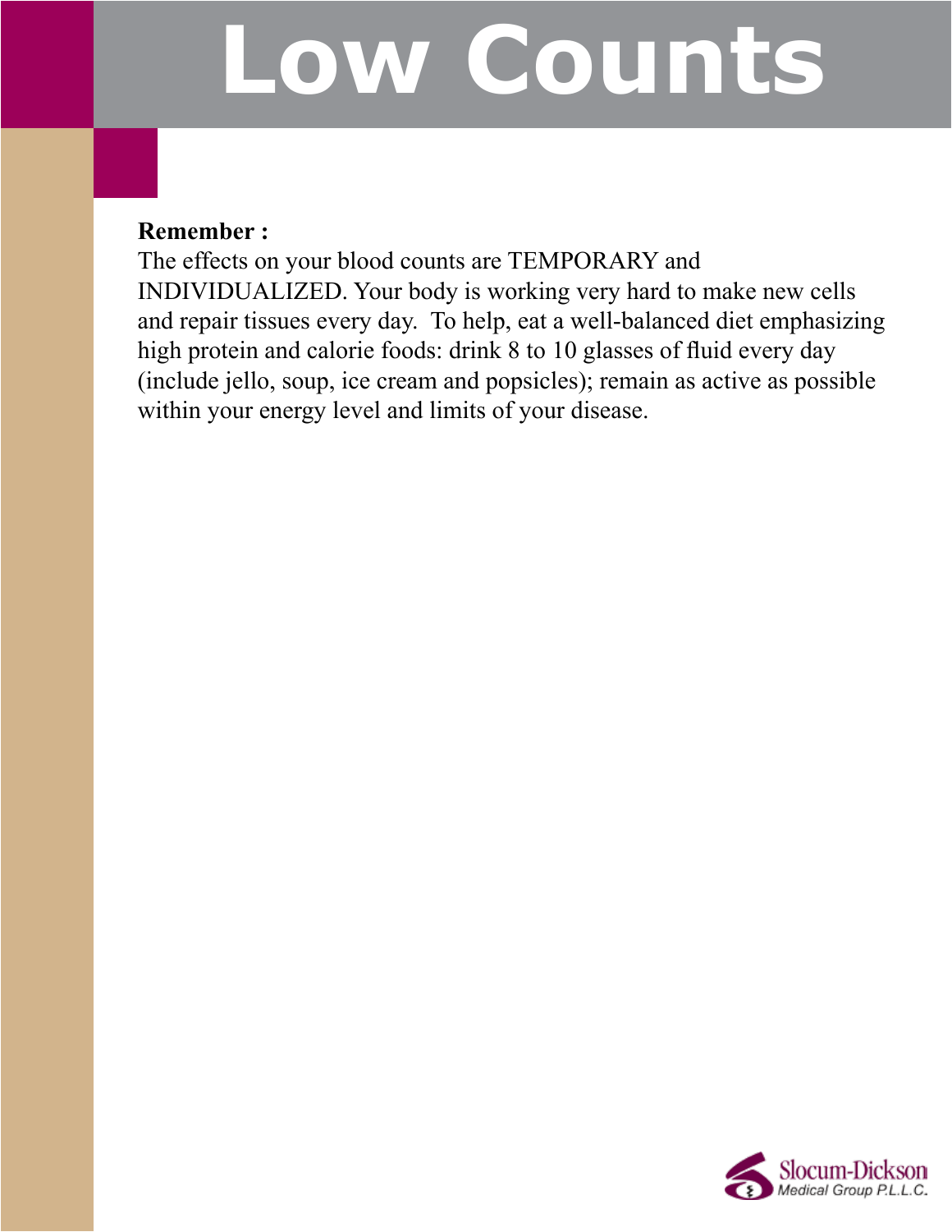# Low Counts

**Remember :**

The effects on your blood counts are TEMPORARY and INDIVIDUALIZED. Your body is working very hard to make new cells and repair tissues every day. To help, eat a well-balanced diet emphasizing high protein and calorie foods: drink 8 to 10 glasses of fluid every day (include jello, soup, ice cream and popsicles); remain as active as possible within your energy level and limits of your disease.

Slocum-Dickson
Medical Group P.L.L.C.